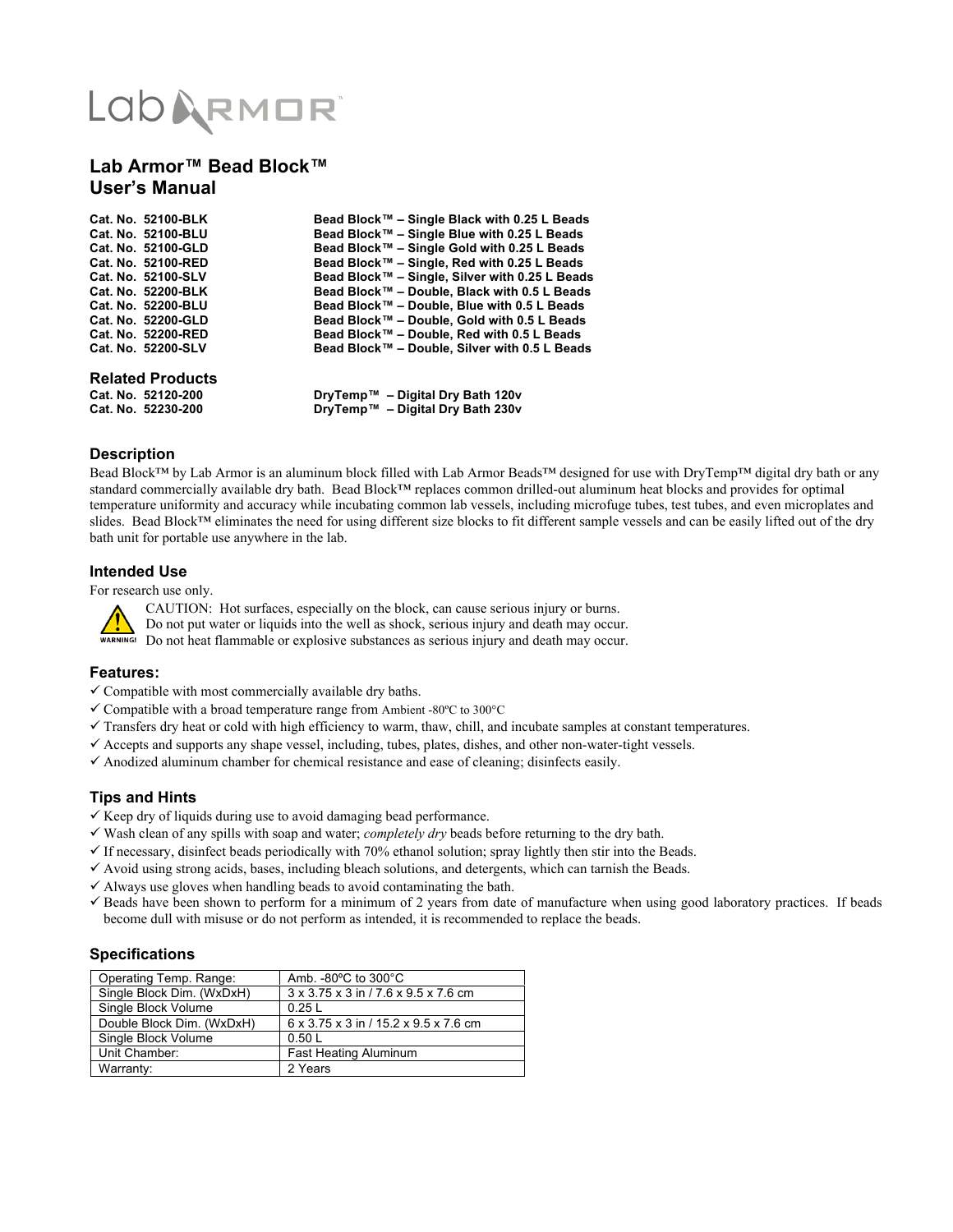Lab ARMOR™

# Lab Armor™ Bead Block™
# User's Manual

| | |
|---|---|
| **Cat. No. 52100-BLK** | **Bead Block™ – Single Black with 0.25 L Beads** |
| **Cat. No. 52100-BLU** | **Bead Block™ – Single Blue with 0.25 L Beads** |
| **Cat. No. 52100-GLD** | **Bead Block™ – Single Gold with 0.25 L Beads** |
| **Cat. No. 52100-RED** | **Bead Block™ – Single, Red with 0.25 L Beads** |
| **Cat. No. 52100-SLV** | **Bead Block™ – Single, Silver with 0.25 L Beads** |
| **Cat. No. 52200-BLK** | **Bead Block™ – Double, Black with 0.5 L Beads** |
| **Cat. No. 52200-BLU** | **Bead Block™ – Double, Blue with 0.5 L Beads** |
| **Cat. No. 52200-GLD** | **Bead Block™ – Double, Gold with 0.5 L Beads** |
| **Cat. No. 52200-RED** | **Bead Block™ – Double, Red with 0.5 L Beads** |
| **Cat. No. 52200-SLV** | **Bead Block™ – Double, Silver with 0.5 L Beads** |

## Related Products

| | |
|---|---|
| **Cat. No. 52120-200** | **DryTemp™ – Digital Dry Bath 120v** |
| **Cat. No. 52230-200** | **DryTemp™ – Digital Dry Bath 230v** |

### Description

Bead Block™ by Lab Armor is an aluminum block filled with Lab Armor Beads™ designed for use with DryTemp™ digital dry bath or any standard commercially available dry bath. Bead Block™ replaces common drilled-out aluminum heat blocks and provides for optimal temperature uniformity and accuracy while incubating common lab vessels, including microfuge tubes, test tubes, and even microplates and slides. Bead Block™ eliminates the need for using different size blocks to fit different sample vessels and can be easily lifted out of the dry bath unit for portable use anywhere in the lab.

### Intended Use

For research use only.

WARNING! CAUTION: Hot surfaces, especially on the block, can cause serious injury or burns.
Do not put water or liquids into the well as shock, serious injury and death may occur.
Do not heat flammable or explosive substances as serious injury and death may occur.

### Features:

- ✓ Compatible with most commercially available dry baths.
- ✓ Compatible with a broad temperature range from Ambient -80ºC to 300°C
- ✓ Transfers dry heat or cold with high efficiency to warm, thaw, chill, and incubate samples at constant temperatures.
- ✓ Accepts and supports any shape vessel, including, tubes, plates, dishes, and other non-water-tight vessels.
- ✓ Anodized aluminum chamber for chemical resistance and ease of cleaning; disinfects easily.

### Tips and Hints

- ✓ Keep dry of liquids during use to avoid damaging bead performance.
- ✓ Wash clean of any spills with soap and water; *completely dry* beads before returning to the dry bath.
- ✓ If necessary, disinfect beads periodically with 70% ethanol solution; spray lightly then stir into the Beads.
- ✓ Avoid using strong acids, bases, including bleach solutions, and detergents, which can tarnish the Beads.
- ✓ Always use gloves when handling beads to avoid contaminating the bath.
- ✓ Beads have been shown to perform for a minimum of 2 years from date of manufacture when using good laboratory practices. If beads become dull with misuse or do not perform as intended, it is recommended to replace the beads.

### Specifications

| | |
|---|---|
| Operating Temp. Range: | Amb. -80ºC to 300˚C |
| Single Block Dim. (WxDxH) | 3 x 3.75 x 3 in / 7.6 x 9.5 x 7.6 cm |
| Single Block Volume | 0.25 L |
| Double Block Dim. (WxDxH) | 6 x 3.75 x 3 in / 15.2 x 9.5 x 7.6 cm |
| Single Block Volume | 0.50 L |
| Unit Chamber: | Fast Heating Aluminum |
| Warranty: | 2 Years |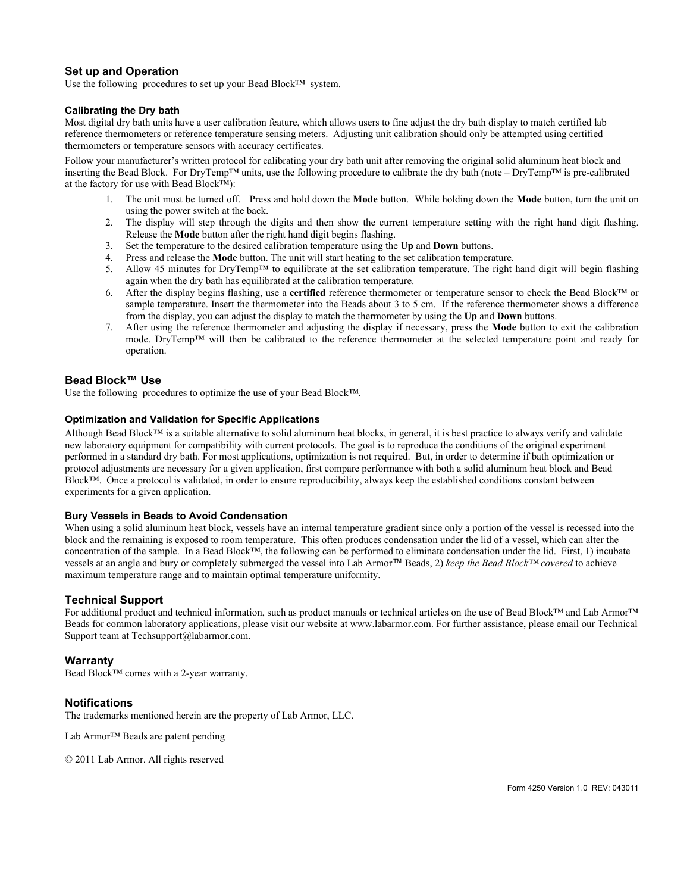## Set up and Operation

Use the following procedures to set up your Bead Block™ system.

### Calibrating the Dry bath

Most digital dry bath units have a user calibration feature, which allows users to fine adjust the dry bath display to match certified lab reference thermometers or reference temperature sensing meters. Adjusting unit calibration should only be attempted using certified thermometers or temperature sensors with accuracy certificates.

Follow your manufacturer's written protocol for calibrating your dry bath unit after removing the original solid aluminum heat block and inserting the Bead Block. For DryTemp™ units, use the following procedure to calibrate the dry bath (note – DryTemp™ is pre-calibrated at the factory for use with Bead Block™):

1. The unit must be turned off. Press and hold down the **Mode** button. While holding down the **Mode** button, turn the unit on using the power switch at the back.
2. The display will step through the digits and then show the current temperature setting with the right hand digit flashing. Release the **Mode** button after the right hand digit begins flashing.
3. Set the temperature to the desired calibration temperature using the **Up** and **Down** buttons.
4. Press and release the **Mode** button. The unit will start heating to the set calibration temperature.
5. Allow 45 minutes for DryTemp™ to equilibrate at the set calibration temperature. The right hand digit will begin flashing again when the dry bath has equilibrated at the calibration temperature.
6. After the display begins flashing, use a **certified** reference thermometer or temperature sensor to check the Bead Block™ or sample temperature. Insert the thermometer into the Beads about 3 to 5 cm. If the reference thermometer shows a difference from the display, you can adjust the display to match the thermometer by using the **Up** and **Down** buttons.
7. After using the reference thermometer and adjusting the display if necessary, press the **Mode** button to exit the calibration mode. DryTemp™ will then be calibrated to the reference thermometer at the selected temperature point and ready for operation.

## Bead Block™ Use

Use the following procedures to optimize the use of your Bead Block™.

### Optimization and Validation for Specific Applications

Although Bead Block™ is a suitable alternative to solid aluminum heat blocks, in general, it is best practice to always verify and validate new laboratory equipment for compatibility with current protocols. The goal is to reproduce the conditions of the original experiment performed in a standard dry bath. For most applications, optimization is not required. But, in order to determine if bath optimization or protocol adjustments are necessary for a given application, first compare performance with both a solid aluminum heat block and Bead Block™. Once a protocol is validated, in order to ensure reproducibility, always keep the established conditions constant between experiments for a given application.

### Bury Vessels in Beads to Avoid Condensation

When using a solid aluminum heat block, vessels have an internal temperature gradient since only a portion of the vessel is recessed into the block and the remaining is exposed to room temperature. This often produces condensation under the lid of a vessel, which can alter the concentration of the sample. In a Bead Block™, the following can be performed to eliminate condensation under the lid. First, 1) incubate vessels at an angle and bury or completely submerged the vessel into Lab Armor™ Beads, 2) *keep the Bead Block™ covered* to achieve maximum temperature range and to maintain optimal temperature uniformity.

## Technical Support

For additional product and technical information, such as product manuals or technical articles on the use of Bead Block™ and Lab Armor™ Beads for common laboratory applications, please visit our website at www.labarmor.com. For further assistance, please email our Technical Support team at Techsupport@labarmor.com.

## Warranty

Bead Block™ comes with a 2-year warranty.

## Notifications

The trademarks mentioned herein are the property of Lab Armor, LLC.

Lab Armor™ Beads are patent pending

© 2011 Lab Armor. All rights reserved

Form 4250 Version 1.0 REV: 043011